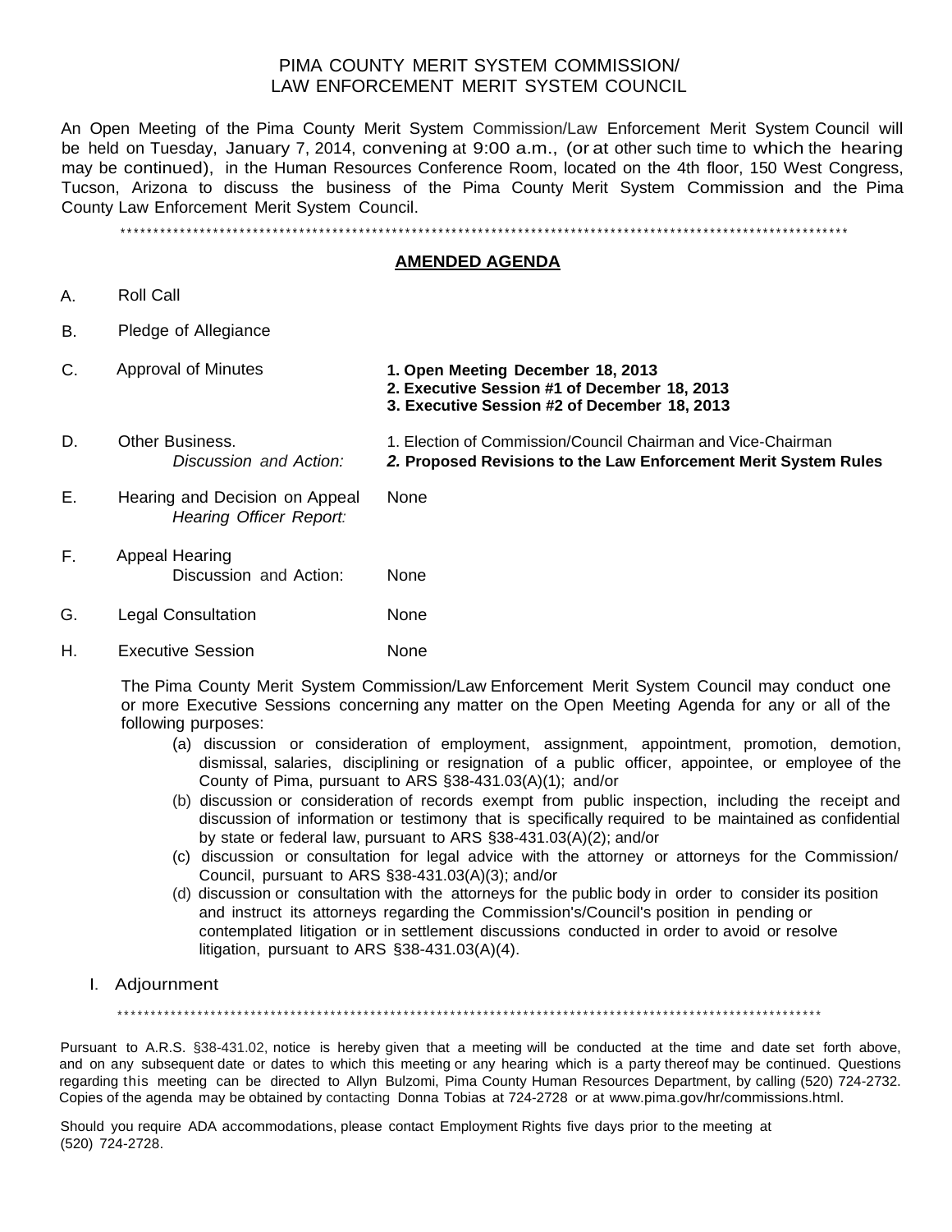# PIMA COUNTY MERIT SYSTEM COMMISSION/
# LAW ENFORCEMENT MERIT SYSTEM COUNCIL

An Open Meeting of the Pima County Merit System Commission/Law Enforcement Merit System Council will be held on Tuesday, January 7, 2014, convening at 9:00 a.m., (or at other such time to which the hearing may be continued), in the Human Resources Conference Room, located on the 4th floor, 150 West Congress, Tucson, Arizona to discuss the business of the Pima County Merit System Commission and the Pima County Law Enforcement Merit System Council.

\*\*\*\*\*\*\*\*\*\*\*\*\*\*\*\*\*\*\*\*\*\*\*\*\*\*\*\*\*\*\*\*\*\*\*\*\*\*\*\*\*\*\*\*\*\*\*\*\*\*\*\*\*\*\*\*\*\*\*\*\*\*\*\*\*\*\*\*\*\*\*\*\*\*\*\*\*\*\*\*\*\*\*\*\*\*\*\*\*\*\*\*\*\*\*\*\*\*\*\*\*\*\*\*

## AMENDED AGENDA

A. Roll Call

B. Pledge of Allegiance

C. Approval of Minutes
   **1. Open Meeting December 18, 2013**
   **2. Executive Session #1 of December 18, 2013**
   **3. Executive Session #2 of December 18, 2013**

D. Other Business.
   *Discussion and Action:*
   1. Election of Commission/Council Chairman and Vice-Chairman
   ***2.*** **Proposed Revisions to the Law Enforcement Merit System Rules**

E. Hearing and Decision on Appeal
   *Hearing Officer Report:* None

F. Appeal Hearing
   Discussion and Action: None

G. Legal Consultation None

H. Executive Session None

The Pima County Merit System Commission/Law Enforcement Merit System Council may conduct one or more Executive Sessions concerning any matter on the Open Meeting Agenda for any or all of the following purposes:

(a) discussion or consideration of employment, assignment, appointment, promotion, demotion, dismissal, salaries, disciplining or resignation of a public officer, appointee, or employee of the County of Pima, pursuant to ARS §38-431.03(A)(1); and/or

(b) discussion or consideration of records exempt from public inspection, including the receipt and discussion of information or testimony that is specifically required to be maintained as confidential by state or federal law, pursuant to ARS §38-431.03(A)(2); and/or

(c) discussion or consultation for legal advice with the attorney or attorneys for the Commission/ Council, pursuant to ARS §38-431.03(A)(3); and/or

(d) discussion or consultation with the attorneys for the public body in order to consider its position and instruct its attorneys regarding the Commission's/Council's position in pending or contemplated litigation or in settlement discussions conducted in order to avoid or resolve litigation, pursuant to ARS §38-431.03(A)(4).

I. Adjournment

\*\*\*\*\*\*\*\*\*\*\*\*\*\*\*\*\*\*\*\*\*\*\*\*\*\*\*\*\*\*\*\*\*\*\*\*\*\*\*\*\*\*\*\*\*\*\*\*\*\*\*\*\*\*\*\*\*\*\*\*\*\*\*\*\*\*\*\*\*\*\*\*\*\*\*\*\*\*\*\*\*\*\*\*\*\*\*\*\*\*\*\*\*\*\*\*\*\*\*\*\*\*\*\*

Pursuant to A.R.S. §38-431.02, notice is hereby given that a meeting will be conducted at the time and date set forth above, and on any subsequent date or dates to which this meeting or any hearing which is a party thereof may be continued. Questions regarding this meeting can be directed to Allyn Bulzomi, Pima County Human Resources Department, by calling (520) 724-2732. Copies of the agenda may be obtained by contacting Donna Tobias at 724-2728 or at www.pima.gov/hr/commissions.html.

Should you require ADA accommodations, please contact Employment Rights five days prior to the meeting at (520) 724-2728.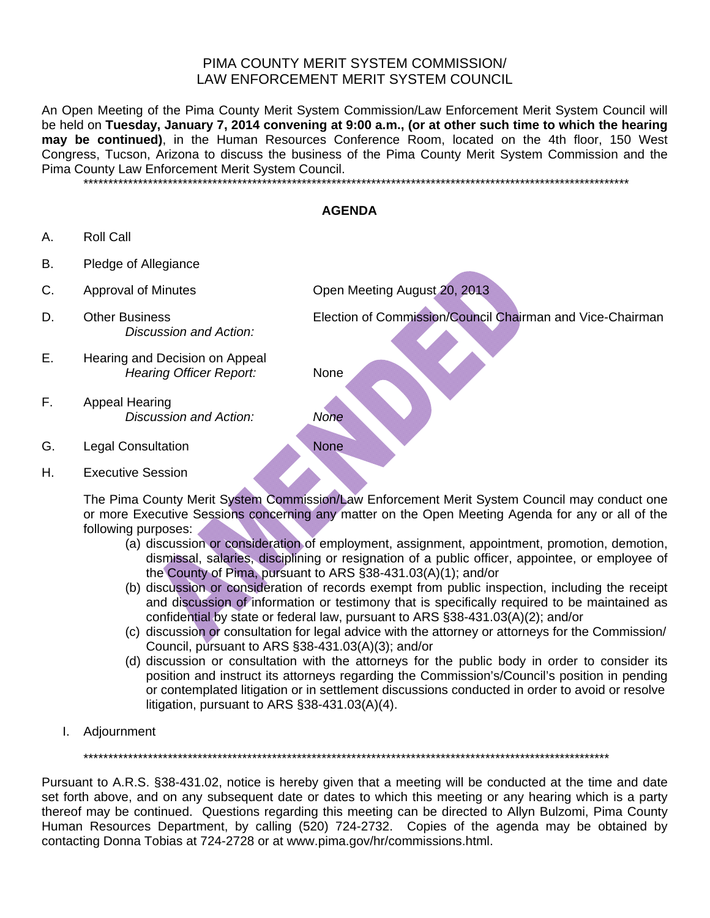# PIMA COUNTY MERIT SYSTEM COMMISSION/
# LAW ENFORCEMENT MERIT SYSTEM COUNCIL

An Open Meeting of the Pima County Merit System Commission/Law Enforcement Merit System Council will be held on **Tuesday, January 7, 2014 convening at 9:00 a.m., (or at other such time to which the hearing may be continued)**, in the Human Resources Conference Room, located on the 4th floor, 150 West Congress, Tucson, Arizona to discuss the business of the Pima County Merit System Commission and the Pima County Law Enforcement Merit System Council.

*******************************************************************************************************************

## AGENDA

AMENDED

A. Roll Call

B. Pledge of Allegiance

C. Approval of Minutes — Open Meeting August 20, 2013

D. Other Business — Election of Commission/Council Chairman and Vice-Chairman
   *Discussion and Action:*

E. Hearing and Decision on Appeal
   *Hearing Officer Report:* None

F. Appeal Hearing
   *Discussion and Action:* *None*

G. Legal Consultation — None

H. Executive Session

The Pima County Merit System Commission/Law Enforcement Merit System Council may conduct one or more Executive Sessions concerning any matter on the Open Meeting Agenda for any or all of the following purposes:

(a) discussion or consideration of employment, assignment, appointment, promotion, demotion, dismissal, salaries, disciplining or resignation of a public officer, appointee, or employee of the County of Pima, pursuant to ARS §38-431.03(A)(1); and/or

(b) discussion or consideration of records exempt from public inspection, including the receipt and discussion of information or testimony that is specifically required to be maintained as confidential by state or federal law, pursuant to ARS §38-431.03(A)(2); and/or

(c) discussion or consultation for legal advice with the attorney or attorneys for the Commission/ Council, pursuant to ARS §38-431.03(A)(3); and/or

(d) discussion or consultation with the attorneys for the public body in order to consider its position and instruct its attorneys regarding the Commission's/Council's position in pending or contemplated litigation or in settlement discussions conducted in order to avoid or resolve litigation, pursuant to ARS §38-431.03(A)(4).

I. Adjournment

*******************************************************************************************************************

Pursuant to A.R.S. §38-431.02, notice is hereby given that a meeting will be conducted at the time and date set forth above, and on any subsequent date or dates to which this meeting or any hearing which is a party thereof may be continued. Questions regarding this meeting can be directed to Allyn Bulzomi, Pima County Human Resources Department, by calling (520) 724-2732. Copies of the agenda may be obtained by contacting Donna Tobias at 724-2728 or at www.pima.gov/hr/commissions.html.